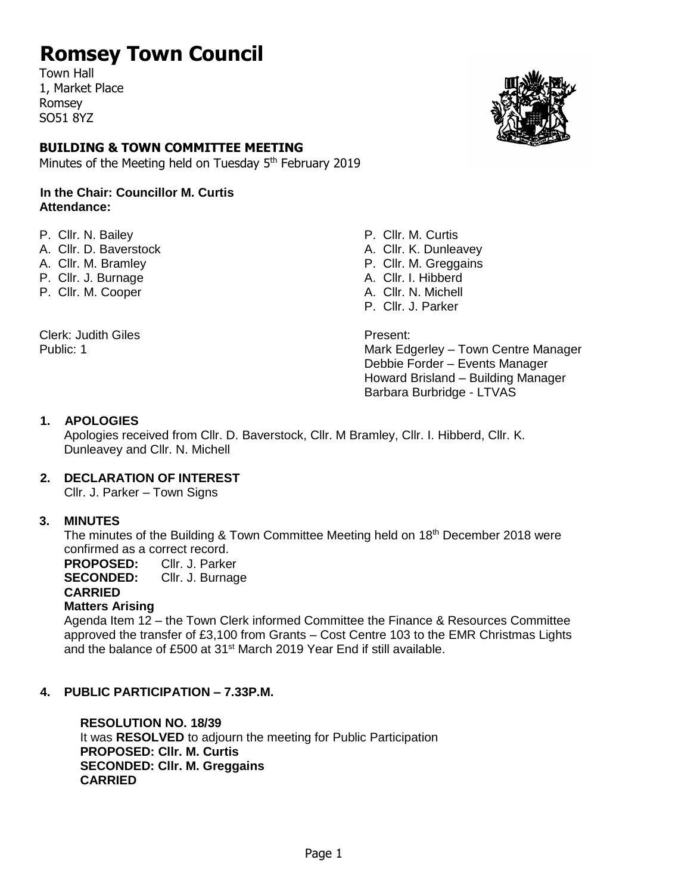# Romsey Town Council

Town Hall
1, Market Place
Romsey
SO51 8YZ

## BUILDING & TOWN COMMITTEE MEETING

Minutes of the Meeting held on Tuesday 5th February 2019

**In the Chair: Councillor M. Curtis**
**Attendance:**

P. Cllr. N. Bailey
A. Cllr. D. Baverstock
A. Cllr. M. Bramley
P. Cllr. J. Burnage
P. Cllr. M. Cooper
P. Cllr. M. Curtis
A. Cllr. K. Dunleavey
P. Cllr. M. Greggains
A. Cllr. I. Hibberd
A. Cllr. N. Michell
P. Cllr. J. Parker

Clerk: Judith Giles
Public: 1

Present:
Mark Edgerley – Town Centre Manager
Debbie Forder – Events Manager
Howard Brisland – Building Manager
Barbara Burbridge - LTVAS

### 1. APOLOGIES

Apologies received from Cllr. D. Baverstock, Cllr. M Bramley, Cllr. I. Hibberd, Cllr. K. Dunleavey and Cllr. N. Michell

### 2. DECLARATION OF INTEREST

Cllr. J. Parker – Town Signs

### 3. MINUTES

The minutes of the Building & Town Committee Meeting held on 18th December 2018 were confirmed as a correct record.

**PROPOSED:** Cllr. J. Parker
**SECONDED:** Cllr. J. Burnage
**CARRIED**

**Matters Arising**

Agenda Item 12 – the Town Clerk informed Committee the Finance & Resources Committee approved the transfer of £3,100 from Grants – Cost Centre 103 to the EMR Christmas Lights and the balance of £500 at 31st March 2019 Year End if still available.

### 4. PUBLIC PARTICIPATION – 7.33P.M.

**RESOLUTION NO. 18/39**
It was **RESOLVED** to adjourn the meeting for Public Participation
**PROPOSED: Cllr. M. Curtis**
**SECONDED: Cllr. M. Greggains**
**CARRIED**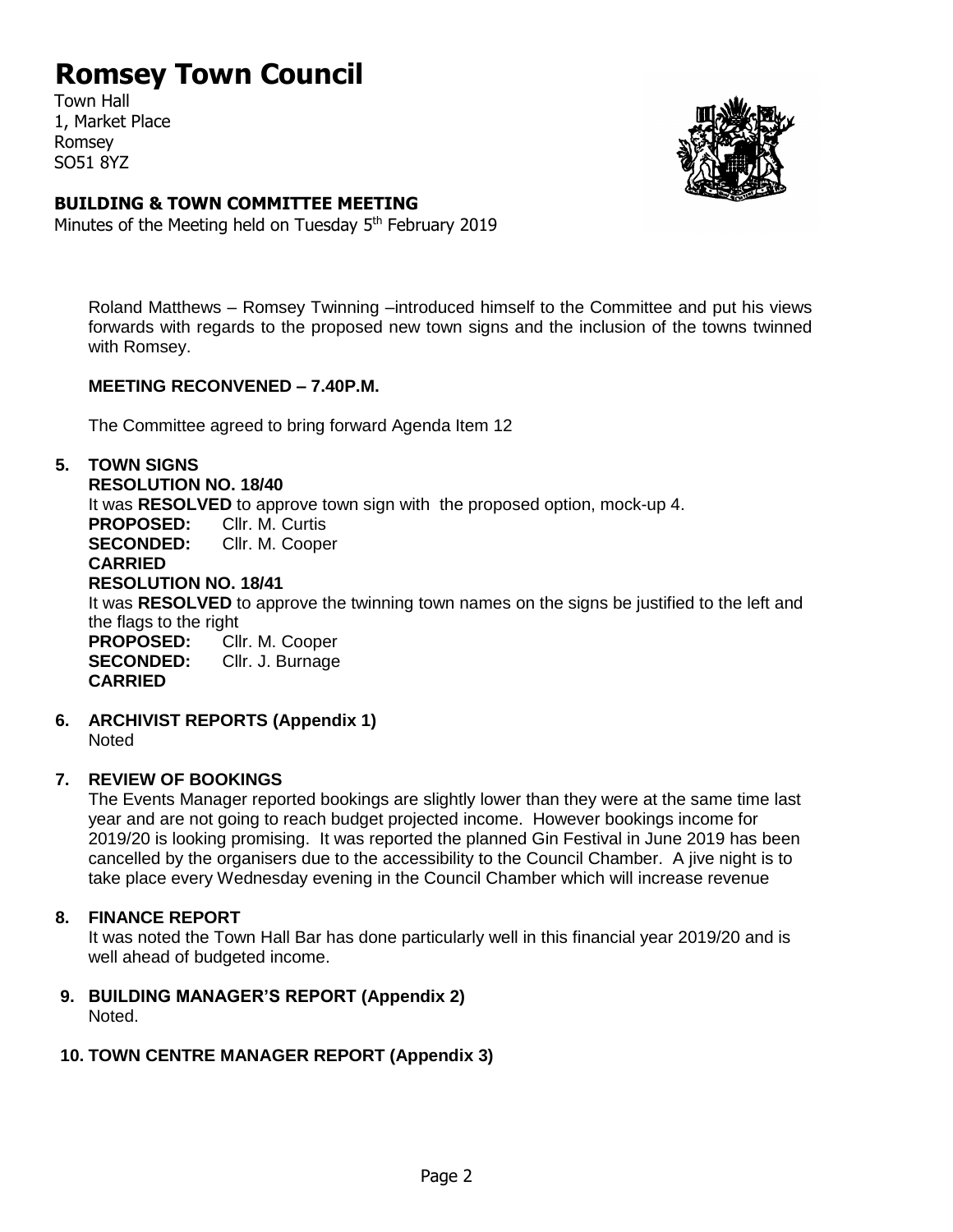# Romsey Town Council

Town Hall
1, Market Place
Romsey
SO51 8YZ

### BUILDING & TOWN COMMITTEE MEETING

Minutes of the Meeting held on Tuesday 5th February 2019

Roland Matthews – Romsey Twinning –introduced himself to the Committee and put his views forwards with regards to the proposed new town signs and the inclusion of the towns twinned with Romsey.

**MEETING RECONVENED – 7.40P.M.**

The Committee agreed to bring forward Agenda Item 12

**5. TOWN SIGNS**

**RESOLUTION NO. 18/40**

It was **RESOLVED** to approve town sign with the proposed option, mock-up 4.

**PROPOSED:** Cllr. M. Curtis
**SECONDED:** Cllr. M. Cooper
**CARRIED**

**RESOLUTION NO. 18/41**

It was **RESOLVED** to approve the twinning town names on the signs be justified to the left and the flags to the right

**PROPOSED:** Cllr. M. Cooper
**SECONDED:** Cllr. J. Burnage
**CARRIED**

**6. ARCHIVIST REPORTS (Appendix 1)**

Noted

**7. REVIEW OF BOOKINGS**

The Events Manager reported bookings are slightly lower than they were at the same time last year and are not going to reach budget projected income. However bookings income for 2019/20 is looking promising. It was reported the planned Gin Festival in June 2019 has been cancelled by the organisers due to the accessibility to the Council Chamber. A jive night is to take place every Wednesday evening in the Council Chamber which will increase revenue

**8. FINANCE REPORT**

It was noted the Town Hall Bar has done particularly well in this financial year 2019/20 and is well ahead of budgeted income.

**9. BUILDING MANAGER'S REPORT (Appendix 2)**

Noted.

**10. TOWN CENTRE MANAGER REPORT (Appendix 3)**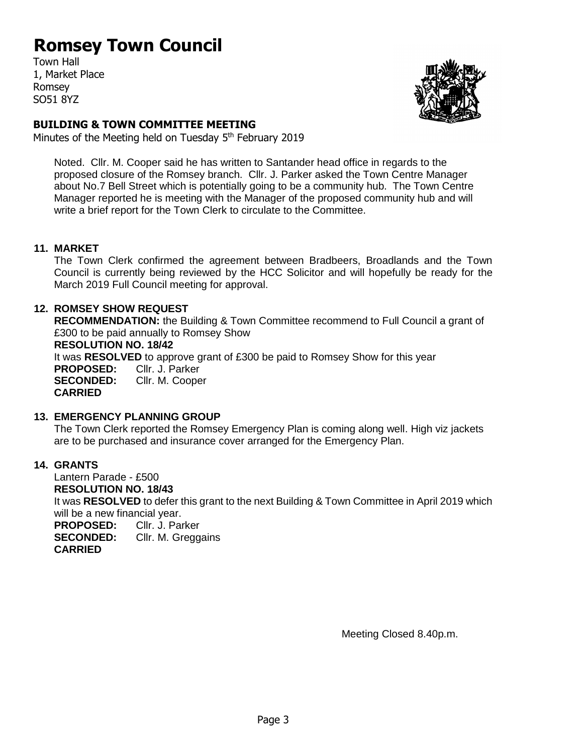# Romsey Town Council

Town Hall
1, Market Place
Romsey
SO51 8YZ

## BUILDING & TOWN COMMITTEE MEETING

Minutes of the Meeting held on Tuesday 5th February 2019

Noted. Cllr. M. Cooper said he has written to Santander head office in regards to the proposed closure of the Romsey branch. Cllr. J. Parker asked the Town Centre Manager about No.7 Bell Street which is potentially going to be a community hub. The Town Centre Manager reported he is meeting with the Manager of the proposed community hub and will write a brief report for the Town Clerk to circulate to the Committee.

**11. MARKET**

The Town Clerk confirmed the agreement between Bradbeers, Broadlands and the Town Council is currently being reviewed by the HCC Solicitor and will hopefully be ready for the March 2019 Full Council meeting for approval.

**12. ROMSEY SHOW REQUEST**

**RECOMMENDATION:** the Building & Town Committee recommend to Full Council a grant of £300 to be paid annually to Romsey Show

**RESOLUTION NO. 18/42**

It was **RESOLVED** to approve grant of £300 be paid to Romsey Show for this year

**PROPOSED:** Cllr. J. Parker
**SECONDED:** Cllr. M. Cooper
**CARRIED**

**13. EMERGENCY PLANNING GROUP**

The Town Clerk reported the Romsey Emergency Plan is coming along well. High viz jackets are to be purchased and insurance cover arranged for the Emergency Plan.

**14. GRANTS**

Lantern Parade - £500

**RESOLUTION NO. 18/43**

It was **RESOLVED** to defer this grant to the next Building & Town Committee in April 2019 which will be a new financial year.

**PROPOSED:** Cllr. J. Parker
**SECONDED:** Cllr. M. Greggains
**CARRIED**

Meeting Closed 8.40p.m.